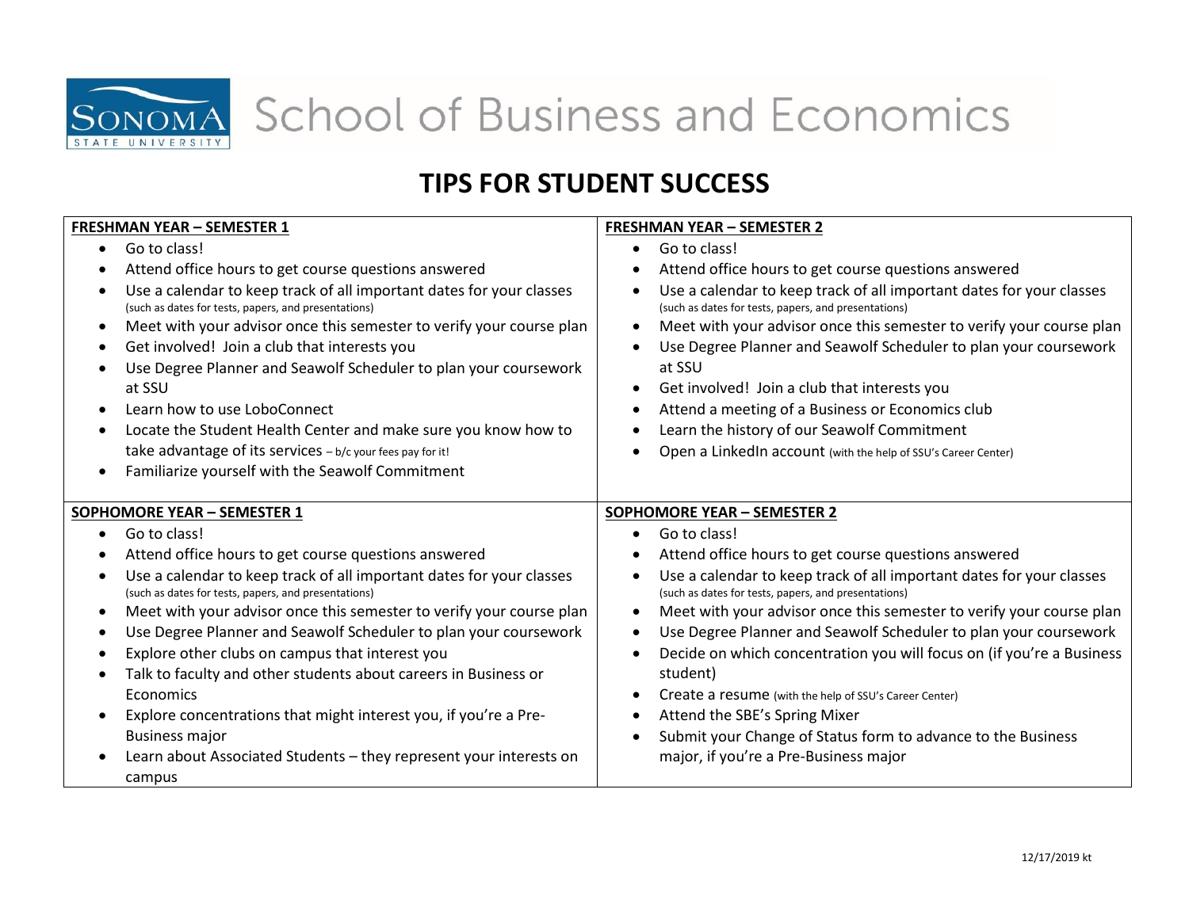# Sonoma State University School of Business and Economics

## TIPS FOR STUDENT SUCCESS

### FRESHMAN YEAR – SEMESTER 1

- Go to class!
- Attend office hours to get course questions answered
- Use a calendar to keep track of all important dates for your classes (such as dates for tests, papers, and presentations)
- Meet with your advisor once this semester to verify your course plan
- Get involved! Join a club that interests you
- Use Degree Planner and Seawolf Scheduler to plan your coursework at SSU
- Learn how to use LoboConnect
- Locate the Student Health Center and make sure you know how to take advantage of its services – b/c your fees pay for it!
- Familiarize yourself with the Seawolf Commitment

### FRESHMAN YEAR – SEMESTER 2

- Go to class!
- Attend office hours to get course questions answered
- Use a calendar to keep track of all important dates for your classes (such as dates for tests, papers, and presentations)
- Meet with your advisor once this semester to verify your course plan
- Use Degree Planner and Seawolf Scheduler to plan your coursework at SSU
- Get involved! Join a club that interests you
- Attend a meeting of a Business or Economics club
- Learn the history of our Seawolf Commitment
- Open a LinkedIn account (with the help of SSU's Career Center)

### SOPHOMORE YEAR – SEMESTER 1

- Go to class!
- Attend office hours to get course questions answered
- Use a calendar to keep track of all important dates for your classes (such as dates for tests, papers, and presentations)
- Meet with your advisor once this semester to verify your course plan
- Use Degree Planner and Seawolf Scheduler to plan your coursework
- Explore other clubs on campus that interest you
- Talk to faculty and other students about careers in Business or Economics
- Explore concentrations that might interest you, if you're a Pre-Business major
- Learn about Associated Students – they represent your interests on campus

### SOPHOMORE YEAR – SEMESTER 2

- Go to class!
- Attend office hours to get course questions answered
- Use a calendar to keep track of all important dates for your classes (such as dates for tests, papers, and presentations)
- Meet with your advisor once this semester to verify your course plan
- Use Degree Planner and Seawolf Scheduler to plan your coursework
- Decide on which concentration you will focus on (if you're a Business student)
- Create a resume (with the help of SSU's Career Center)
- Attend the SBE's Spring Mixer
- Submit your Change of Status form to advance to the Business major, if you're a Pre-Business major

12/17/2019 kt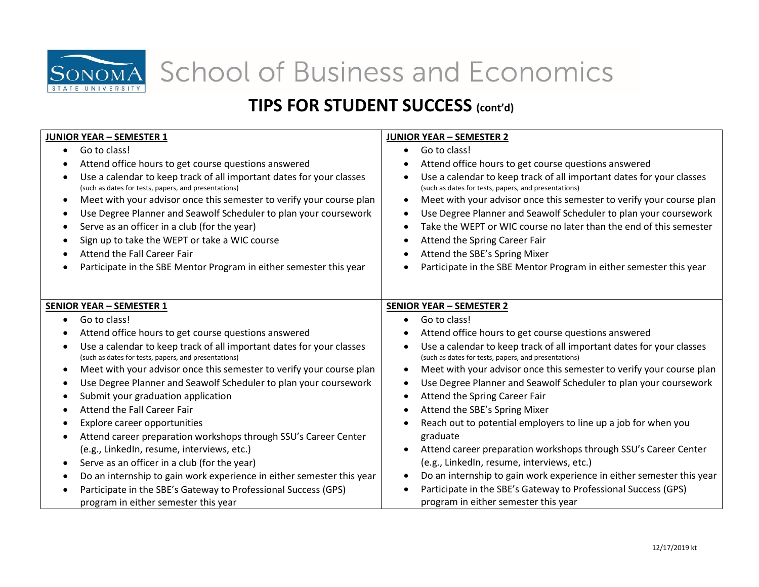# SONOMA STATE UNIVERSITY School of Business and Economics

## TIPS FOR STUDENT SUCCESS (cont'd)

### JUNIOR YEAR – SEMESTER 1

- Go to class!
- Attend office hours to get course questions answered
- Use a calendar to keep track of all important dates for your classes (such as dates for tests, papers, and presentations)
- Meet with your advisor once this semester to verify your course plan
- Use Degree Planner and Seawolf Scheduler to plan your coursework
- Serve as an officer in a club (for the year)
- Sign up to take the WEPT or take a WIC course
- Attend the Fall Career Fair
- Participate in the SBE Mentor Program in either semester this year

### JUNIOR YEAR – SEMESTER 2

- Go to class!
- Attend office hours to get course questions answered
- Use a calendar to keep track of all important dates for your classes (such as dates for tests, papers, and presentations)
- Meet with your advisor once this semester to verify your course plan
- Use Degree Planner and Seawolf Scheduler to plan your coursework
- Take the WEPT or WIC course no later than the end of this semester
- Attend the Spring Career Fair
- Attend the SBE's Spring Mixer
- Participate in the SBE Mentor Program in either semester this year

### SENIOR YEAR – SEMESTER 1

- Go to class!
- Attend office hours to get course questions answered
- Use a calendar to keep track of all important dates for your classes (such as dates for tests, papers, and presentations)
- Meet with your advisor once this semester to verify your course plan
- Use Degree Planner and Seawolf Scheduler to plan your coursework
- Submit your graduation application
- Attend the Fall Career Fair
- Explore career opportunities
- Attend career preparation workshops through SSU's Career Center (e.g., LinkedIn, resume, interviews, etc.)
- Serve as an officer in a club (for the year)
- Do an internship to gain work experience in either semester this year
- Participate in the SBE's Gateway to Professional Success (GPS) program in either semester this year

### SENIOR YEAR – SEMESTER 2

- Go to class!
- Attend office hours to get course questions answered
- Use a calendar to keep track of all important dates for your classes (such as dates for tests, papers, and presentations)
- Meet with your advisor once this semester to verify your course plan
- Use Degree Planner and Seawolf Scheduler to plan your coursework
- Attend the Spring Career Fair
- Attend the SBE's Spring Mixer
- Reach out to potential employers to line up a job for when you graduate
- Attend career preparation workshops through SSU's Career Center (e.g., LinkedIn, resume, interviews, etc.)
- Do an internship to gain work experience in either semester this year
- Participate in the SBE's Gateway to Professional Success (GPS) program in either semester this year

12/17/2019 kt